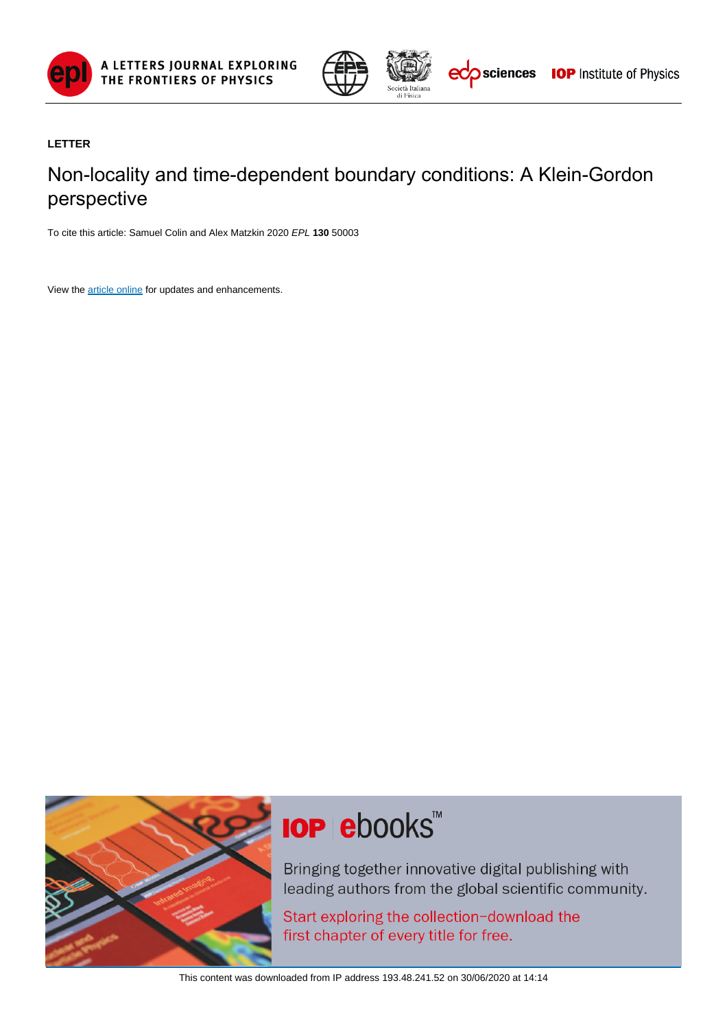**LETTER**

# Non-locality and time-dependent boundary conditions: A Klein-Gordon perspective

To cite this article: Samuel Colin and Alex Matzkin 2020 *EPL* **130** 50003

View the article online for updates and enhancements.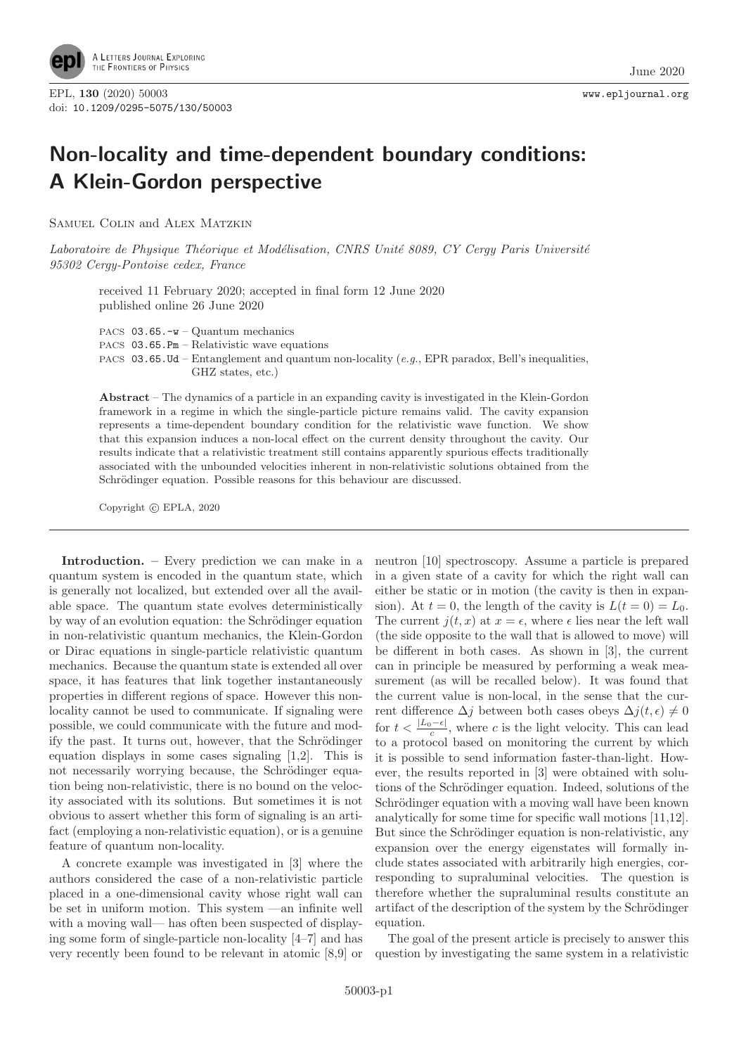# Non-locality and time-dependent boundary conditions: A Klein-Gordon perspective

Samuel Colin and Alex Matzkin

*Laboratoire de Physique Théorique et Modélisation, CNRS Unité 8089, CY Cergy Paris Université 95302 Cergy-Pontoise cedex, France*

received 11 February 2020; accepted in final form 12 June 2020
published online 26 June 2020

PACS 03.65.-w – Quantum mechanics
PACS 03.65.Pm – Relativistic wave equations
PACS 03.65.Ud – Entanglement and quantum non-locality (*e.g.*, EPR paradox, Bell's inequalities, GHZ states, etc.)

**Abstract** – The dynamics of a particle in an expanding cavity is investigated in the Klein-Gordon framework in a regime in which the single-particle picture remains valid. The cavity expansion represents a time-dependent boundary condition for the relativistic wave function. We show that this expansion induces a non-local effect on the current density throughout the cavity. Our results indicate that a relativistic treatment still contains apparently spurious effects traditionally associated with the unbounded velocities inherent in non-relativistic solutions obtained from the Schrödinger equation. Possible reasons for this behaviour are discussed.

Copyright © EPLA, 2020

**Introduction.** – Every prediction we can make in a quantum system is encoded in the quantum state, which is generally not localized, but extended over all the available space. The quantum state evolves deterministically by way of an evolution equation: the Schrödinger equation in non-relativistic quantum mechanics, the Klein-Gordon or Dirac equations in single-particle relativistic quantum mechanics. Because the quantum state is extended all over space, it has features that link together instantaneously properties in different regions of space. However this non-locality cannot be used to communicate. If signaling were possible, we could communicate with the future and modify the past. It turns out, however, that the Schrödinger equation displays in some cases signaling [1,2]. This is not necessarily worrying because, the Schrödinger equation being non-relativistic, there is no bound on the velocity associated with its solutions. But sometimes it is not obvious to assert whether this form of signaling is an artifact (employing a non-relativistic equation), or is a genuine feature of quantum non-locality.

A concrete example was investigated in [3] where the authors considered the case of a non-relativistic particle placed in a one-dimensional cavity whose right wall can be set in uniform motion. This system —an infinite well with a moving wall— has often been suspected of displaying some form of single-particle non-locality [4–7] and has very recently been found to be relevant in atomic [8,9] or neutron [10] spectroscopy. Assume a particle is prepared in a given state of a cavity for which the right wall can either be static or in motion (the cavity is then in expansion). At $t = 0$, the length of the cavity is $L(t = 0) = L_0$. The current $j(t, x)$ at $x = \epsilon$, where $\epsilon$ lies near the left wall (the side opposite to the wall that is allowed to move) will be different in both cases. As shown in [3], the current can in principle be measured by performing a weak measurement (as will be recalled below). It was found that the current value is non-local, in the sense that the current difference $\Delta j$ between both cases obeys $\Delta j(t, \epsilon) \neq 0$ for $t < \frac{|L_0 - \epsilon|}{c}$, where $c$ is the light velocity. This can lead to a protocol based on monitoring the current by which it is possible to send information faster-than-light. However, the results reported in [3] were obtained with solutions of the Schrödinger equation. Indeed, solutions of the Schrödinger equation with a moving wall have been known analytically for some time for specific wall motions [11,12]. But since the Schrödinger equation is non-relativistic, any expansion over the energy eigenstates will formally include states associated with arbitrarily high energies, corresponding to supraluminal velocities. The question is therefore whether the supraluminal results constitute an artifact of the description of the system by the Schrödinger equation.

The goal of the present article is precisely to answer this question by investigating the same system in a relativistic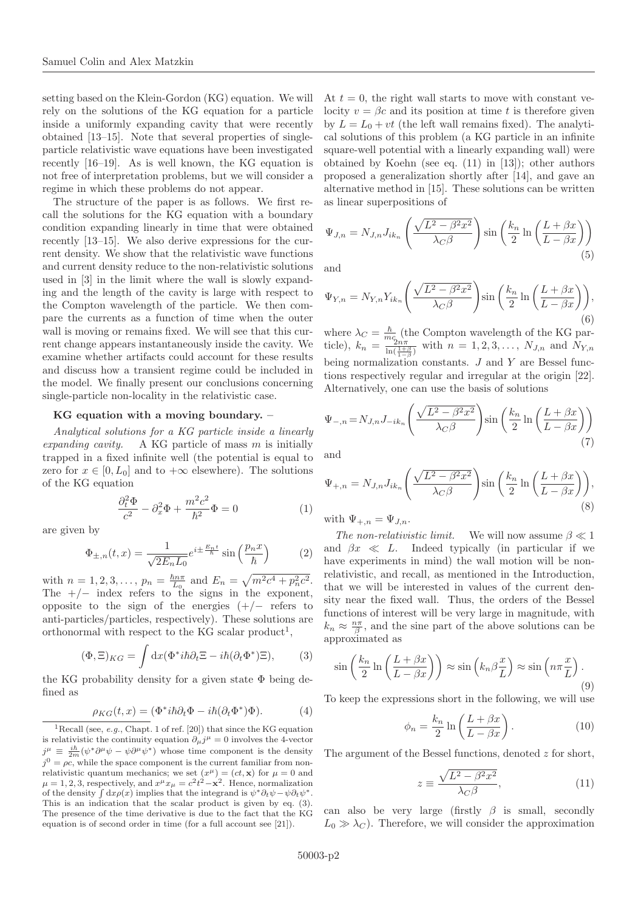setting based on the Klein-Gordon (KG) equation. We will rely on the solutions of the KG equation for a particle inside a uniformly expanding cavity that were recently obtained [13–15]. Note that several properties of single-particle relativistic wave equations have been investigated recently [16–19]. As is well known, the KG equation is not free of interpretation problems, but we will consider a regime in which these problems do not appear.

The structure of the paper is as follows. We first recall the solutions for the KG equation with a boundary condition expanding linearly in time that were obtained recently [13–15]. We also derive expressions for the current density. We show that the relativistic wave functions and current density reduce to the non-relativistic solutions used in [3] in the limit where the wall is slowly expanding and the length of the cavity is large with respect to the Compton wavelength of the particle. We then compare the currents as a function of time when the outer wall is moving or remains fixed. We will see that this current change appears instantaneously inside the cavity. We examine whether artifacts could account for these results and discuss how a transient regime could be included in the model. We finally present our conclusions concerning single-particle non-locality in the relativistic case.

**KG equation with a moving boundary.** –

*Analytical solutions for a KG particle inside a linearly expanding cavity.* A KG particle of mass $m$ is initially trapped in a fixed infinite well (the potential is equal to zero for $x \in [0, L_0]$ and to $+\infty$ elsewhere). The solutions of the KG equation

$$\frac{\partial_t^2 \Phi}{c^2} - \partial_x^2 \Phi + \frac{m^2c^2}{\hbar^2}\Phi = 0 \tag{1}$$

are given by

$$\Phi_{\pm,n}(t,x) = \frac{1}{\sqrt{2E_n L_0}} e^{i\pm\frac{E_n t}{\hbar}} \sin\left(\frac{p_n x}{\hbar}\right) \tag{2}$$

with $n = 1, 2, 3, \ldots$, $p_n = \frac{\hbar n\pi}{L_0}$ and $E_n = \sqrt{m^2c^4 + p_n^2c^2}$. The $+/-$ index refers to the signs in the exponent, opposite to the sign of the energies ($+/-$ refers to anti-particles/particles, respectively). These solutions are orthonormal with respect to the KG scalar product[1],

$$(\Phi, \Xi)_{KG} = \int dx (\Phi^* i\hbar\partial_t \Xi - i\hbar(\partial_t\Phi^*)\Xi), \tag{3}$$

the KG probability density for a given state $\Phi$ being defined as

$$\rho_{KG}(t,x) = (\Phi^* i\hbar\partial_t\Phi - i\hbar(\partial_t\Phi^*)\Phi). \tag{4}$$

[1] Recall (see, *e.g.*, Chapt. 1 of ref. [20]) that since the KG equation is relativistic the continuity equation $\partial_\mu j^\mu = 0$ involves the 4-vector $j^\mu \equiv \frac{i\hbar}{2m}(\psi^*\partial^\mu\psi - \psi\partial^\mu\psi^*)$ whose time component is the density $j^0 = \rho c$, while the space component is the current familiar from non-relativistic quantum mechanics; we set $(x^\mu) = (ct, \mathbf{x})$ for $\mu = 0$ and $\mu = 1, 2, 3$, respectively, and $x^\mu x_\mu = c^2t^2 - \mathbf{x}^2$. Hence, normalization of the density $\int dx\rho(x)$ implies that the integrand is $\psi^*\partial_t\psi - \psi\partial_t\psi^*$. This is an indication that the scalar product is given by eq. (3). The presence of the time derivative is due to the fact that the KG equation is of second order in time (for a full account see [21]).

At $t = 0$, the right wall starts to move with constant velocity $v = \beta c$ and its position at time $t$ is therefore given by $L = L_0 + vt$ (the left wall remains fixed). The analytical solutions of this problem (a KG particle in an infinite square-well potential with a linearly expanding wall) were obtained by Koehn (see eq. (11) in [13]); other authors proposed a generalization shortly after [14], and gave an alternative method in [15]. These solutions can be written as linear superpositions of

$$\Psi_{J,n} = N_{J,n} J_{ik_n}\left(\frac{\sqrt{L^2 - \beta^2x^2}}{\lambda_C \beta}\right) \sin\left(\frac{k_n}{2}\ln\left(\frac{L+\beta x}{L-\beta x}\right)\right) \tag{5}$$

and

$$\Psi_{Y,n} = N_{Y,n} Y_{ik_n}\left(\frac{\sqrt{L^2 - \beta^2x^2}}{\lambda_C \beta}\right) \sin\left(\frac{k_n}{2}\ln\left(\frac{L+\beta x}{L-\beta x}\right)\right), \tag{6}$$

where $\lambda_C = \frac{\hbar}{mc}$ (the Compton wavelength of the KG particle), $k_n = \frac{2n\pi}{\ln(\frac{1+\beta}{1-\beta})}$ with $n = 1, 2, 3, \ldots$, $N_{J,n}$ and $N_{Y,n}$ being normalization constants. $J$ and $Y$ are Bessel functions respectively regular and irregular at the origin [22]. Alternatively, one can use the basis of solutions

$$\Psi_{-,n} = N_{J,n} J_{-ik_n}\left(\frac{\sqrt{L^2 - \beta^2x^2}}{\lambda_C \beta}\right) \sin\left(\frac{k_n}{2}\ln\left(\frac{L+\beta x}{L-\beta x}\right)\right) \tag{7}$$

and

$$\Psi_{+,n} = N_{J,n} J_{ik_n}\left(\frac{\sqrt{L^2 - \beta^2x^2}}{\lambda_C \beta}\right) \sin\left(\frac{k_n}{2}\ln\left(\frac{L+\beta x}{L-\beta x}\right)\right), \tag{8}$$

with $\Psi_{+,n} = \Psi_{J,n}$.

*The non-relativistic limit.* We will now assume $\beta \ll 1$ and $\beta x \ll L$. Indeed typically (in particular if we have experiments in mind) the wall motion will be non-relativistic, and recall, as mentioned in the Introduction, that we will be interested in values of the current density near the fixed wall. Thus, the orders of the Bessel functions of interest will be very large in magnitude, with $k_n \approx \frac{n\pi}{\beta}$, and the sine part of the above solutions can be approximated as

$$\sin\left(\frac{k_n}{2}\ln\left(\frac{L+\beta x}{L-\beta x}\right)\right) \approx \sin\left(k_n \beta \frac{x}{L}\right) \approx \sin\left(n\pi\frac{x}{L}\right). \tag{9}$$

To keep the expressions short in the following, we will use

$$\phi_n = \frac{k_n}{2}\ln\left(\frac{L+\beta x}{L-\beta x}\right). \tag{10}$$

The argument of the Bessel functions, denoted $z$ for short,

$$z \equiv \frac{\sqrt{L^2 - \beta^2x^2}}{\lambda_C \beta}, \tag{11}$$

can also be very large (firstly $\beta$ is small, secondly $L_0 \gg \lambda_C$). Therefore, we will consider the approximation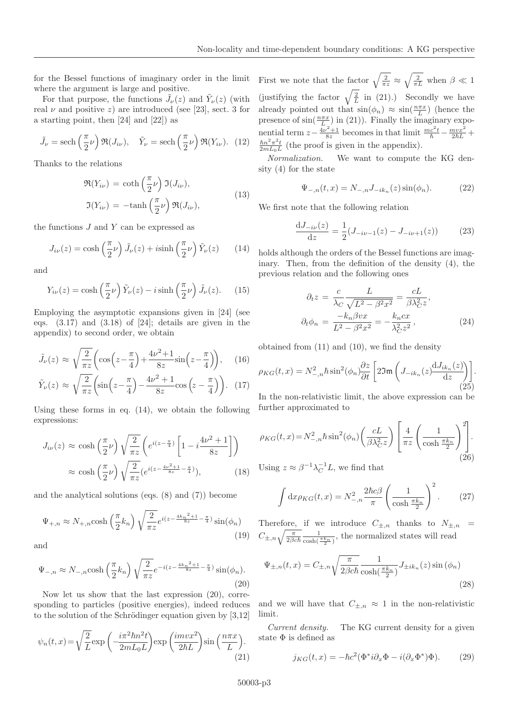for the Bessel functions of imaginary order in the limit where the argument is large and positive.

For that purpose, the functions $\tilde{J}_\nu(z)$ and $\tilde{Y}_\nu(z)$ (with real $\nu$ and positive $z$) are introduced (see [23], sect. 3 for a starting point, then [24] and [22]) as

$$\tilde{J}_\nu = \mathrm{sech}\left(\frac{\pi}{2}\nu\right)\Re(J_{i\nu}), \quad \tilde{Y}_\nu = \mathrm{sech}\left(\frac{\pi}{2}\nu\right)\Re(Y_{i\nu}). \quad (12)$$

Thanks to the relations

$$\begin{aligned} \Re(Y_{i\nu}) &= \coth\left(\frac{\pi}{2}\nu\right)\Im(J_{i\nu}), \\ \Im(Y_{i\nu}) &= -\tanh\left(\frac{\pi}{2}\nu\right)\Re(J_{i\nu}), \end{aligned} \quad (13)$$

the functions $J$ and $Y$ can be expressed as

$$J_{i\nu}(z) = \cosh\left(\frac{\pi}{2}\nu\right)\tilde{J}_\nu(z) + i\sinh\left(\frac{\pi}{2}\nu\right)\tilde{Y}_\nu(z) \quad (14)$$

and

$$Y_{i\nu}(z) = \cosh\left(\frac{\pi}{2}\nu\right)\tilde{Y}_\nu(z) - i\sinh\left(\frac{\pi}{2}\nu\right)\tilde{J}_\nu(z). \quad (15)$$

Employing the asymptotic expansions given in [24] (see eqs. (3.17) and (3.18) of [24]; details are given in the appendix) to second order, we obtain

$$\tilde{J}_\nu(z) \approx \sqrt{\frac{2}{\pi z}}\left(\cos\left(z-\frac{\pi}{4}\right)+\frac{4\nu^2+1}{8z}\sin\left(z-\frac{\pi}{4}\right)\right), \quad (16)$$

$$\tilde{Y}_\nu(z) \approx \sqrt{\frac{2}{\pi z}}\left(\sin\left(z-\frac{\pi}{4}\right)-\frac{4\nu^2+1}{8z}\cos\left(z-\frac{\pi}{4}\right)\right). \quad (17)$$

Using these forms in eq. (14), we obtain the following expressions:

$$\begin{aligned} J_{i\nu}(z) &\approx \cosh\left(\frac{\pi}{2}\nu\right)\sqrt{\frac{2}{\pi z}}\left(e^{i(z-\frac{\pi}{4})}\left[1-i\frac{4\nu^2+1}{8z}\right]\right) \\ &\approx \cosh\left(\frac{\pi}{2}\nu\right)\sqrt{\frac{2}{\pi z}}\left(e^{i(z-\frac{4\nu^2+1}{8z}-\frac{\pi}{4})}\right), \end{aligned} \quad (18)$$

and the analytical solutions (eqs. (8) and (7)) become

$$\Psi_{+,n} \approx N_{+,n}\cosh\left(\frac{\pi}{2}k_n\right)\sqrt{\frac{2}{\pi z}}e^{i(z-\frac{4k_n{}^2+1}{8z}-\frac{\pi}{4})}\sin(\phi_n) \quad (19)$$

and

$$\Psi_{-,n} \approx N_{-,n}\cosh\left(\frac{\pi}{2}k_n\right)\sqrt{\frac{2}{\pi z}}e^{-i(z-\frac{4k_n{}^2+1}{8z}-\frac{\pi}{4})}\sin(\phi_n). \quad (20)$$

Now let us show that the last expression (20), corresponding to particles (positive energies), indeed reduces to the solution of the Schrödinger equation given by [3,12]

$$\psi_n(t,x) = \sqrt{\frac{2}{L}}\exp\left(-\frac{i\pi^2\hbar n^2 t}{2mL_0L}\right)\exp\left(\frac{imvx^2}{2\hbar L}\right)\sin\left(\frac{n\pi x}{L}\right). \quad (21)$$

First we note that the factor $\sqrt{\frac{2}{\pi z}} \approx \sqrt{\frac{2}{\pi L}}$ when $\beta \ll 1$ (justifying the factor $\sqrt{\frac{2}{L}}$ in (21).) Secondly we have already pointed out that $\sin(\phi_n) \approx \sin(\frac{n\pi x}{L})$ (hence the presence of $\sin(\frac{n\pi x}{L})$ in (21)). Finally the imaginary exponential term $z - \frac{4\nu^2+1}{8z}$ becomes in that limit $\frac{mc^2t}{\hbar} - \frac{mvx^2}{2\hbar L} + \frac{\hbar n^2\pi^2 t}{2mL_0L}$ (the proof is given in the appendix).

*Normalization.* We want to compute the KG density (4) for the state

$$\Psi_{-,n}(t,x) = N_{-,n}J_{-ik_n}(z)\sin(\phi_n). \quad (22)$$

We first note that the following relation

$$\frac{\mathrm{d}J_{-i\nu}(z)}{\mathrm{d}z} = \frac{1}{2}(J_{-i\nu-1}(z) - J_{-i\nu+1}(z)) \quad (23)$$

holds although the orders of the Bessel functions are imaginary. Then, from the definition of the density (4), the previous relation and the following ones

$$\begin{aligned} \partial_t z &= \frac{c}{\lambda_C}\frac{L}{\sqrt{L^2-\beta^2x^2}} = \frac{cL}{\beta\lambda_C^2 z}, \\ \partial_t\phi_n &= \frac{-k_n\beta vx}{L^2-\beta^2x^2} = -\frac{k_n cx}{\lambda_C^2 z^2}, \end{aligned} \quad (24)$$

obtained from (11) and (10), we find the density

$$\rho_{KG}(t,x) = N_{-,n}^2\hbar\sin^2(\phi_n)\frac{\partial z}{\partial t}\left[2\Im\left(J_{-ik_n}(z)\frac{\mathrm{d}J_{ik_n}(z)}{\mathrm{d}z}\right)\right]. \quad (25)$$

In the non-relativistic limit, the above expression can be further approximated to

$$\rho_{KG}(t,x) = N_{-,n}^2\hbar\sin^2(\phi_n)\left(\frac{cL}{\beta\lambda_C^2 z}\right)\left[\frac{4}{\pi z}\left(\frac{1}{\cosh\frac{\pi k_n}{2}}\right)^2\right]. \quad (26)$$

Using $z \approx \beta^{-1}\lambda_C^{-1}L$, we find that

$$\int \mathrm{d}x\rho_{KG}(t,x) = N_{-,n}^2\frac{2\hbar c\beta}{\pi}\left(\frac{1}{\cosh\frac{\pi k_n}{2}}\right)^2. \quad (27)$$

Therefore, if we introduce $C_{\pm,n}$ thanks to $N_{\pm,n} = C_{\pm,n}\sqrt{\frac{\pi}{2\beta c\hbar}}\frac{1}{\cosh(\frac{\pi k_n}{2})}$, the normalized states will read

$$\Psi_{\pm,n}(t,x) = C_{\pm,n}\sqrt{\frac{\pi}{2\beta c\hbar}}\frac{1}{\cosh(\frac{\pi k_n}{2})}J_{\pm ik_n}(z)\sin(\phi_n) \quad (28)$$

and we will have that $C_{\pm,n} \approx 1$ in the non-relativistic limit.

*Current density.* The KG current density for a given state $\Phi$ is defined as

$$j_{KG}(t,x) = -\hbar c^2(\Phi^* i\partial_x\Phi - i(\partial_x\Phi^*)\Phi). \quad (29)$$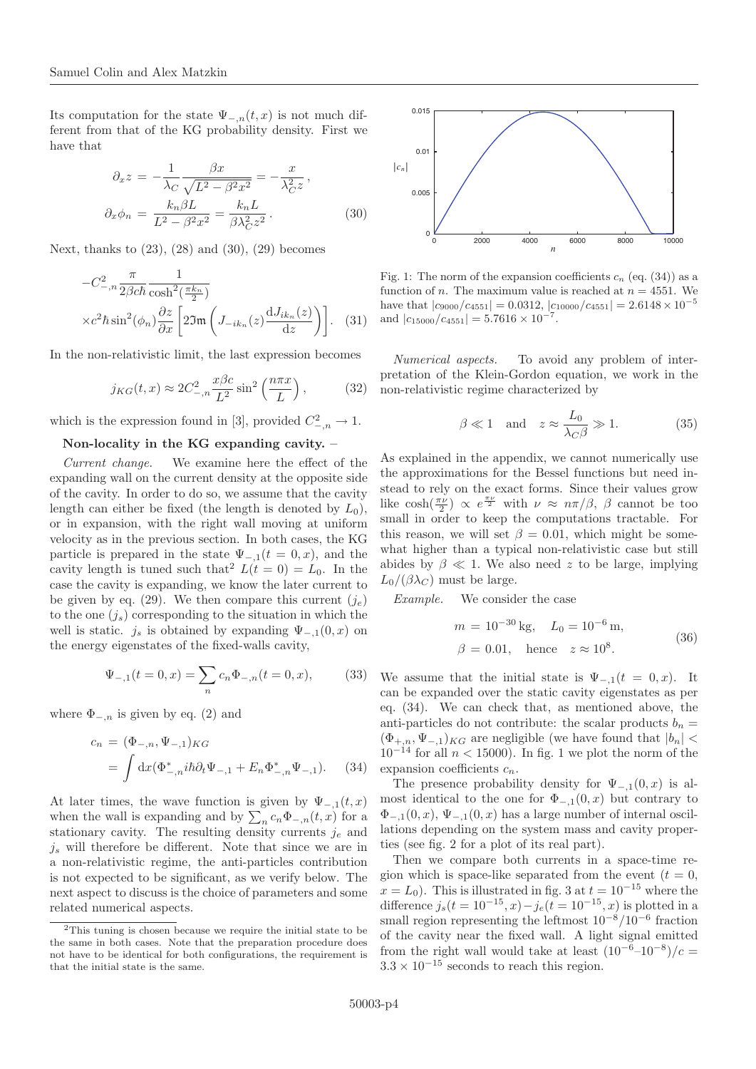Its computation for the state $\Psi_{-,n}(t,x)$ is not much different from that of the KG probability density. First we have that

$$\partial_x z = -\frac{1}{\lambda_C}\frac{\beta x}{\sqrt{L^2-\beta^2 x^2}} = -\frac{x}{\lambda_C^2 z}\,,$$
$$\partial_x \phi_n = \frac{k_n \beta L}{L^2-\beta^2 x^2} = \frac{k_n L}{\beta \lambda_C^2 z^2}\,. \tag{30}$$

Next, thanks to (23), (28) and (30), (29) becomes

$$-C_{-,n}^2 \frac{\pi}{2\beta c\hbar}\frac{1}{\cosh^2(\frac{\pi k_n}{2})}$$
$$\times c^2\hbar \sin^2(\phi_n)\frac{\partial z}{\partial x}\left[2\mathfrak{Im}\left(J_{-ik_n}(z)\frac{\mathrm{d}J_{ik_n}(z)}{\mathrm{d}z}\right)\right]. \tag{31}$$

In the non-relativistic limit, the last expression becomes

$$j_{KG}(t,x) \approx 2C_{-,n}^2 \frac{x\beta c}{L^2}\sin^2\left(\frac{n\pi x}{L}\right), \tag{32}$$

which is the expression found in [3], provided $C_{-,n}^2 \to 1$.

**Non-locality in the KG expanding cavity.** –

*Current change.* We examine here the effect of the expanding wall on the current density at the opposite side of the cavity. In order to do so, we assume that the cavity length can either be fixed (the length is denoted by $L_0$), or in expansion, with the right wall moving at uniform velocity as in the previous section. In both cases, the KG particle is prepared in the state $\Psi_{-,1}(t=0,x)$, and the cavity length is tuned such that[2] $L(t=0)=L_0$. In the case the cavity is expanding, we know the later current to be given by eq. (29). We then compare this current ($j_e$) to the one ($j_s$) corresponding to the situation in which the well is static. $j_s$ is obtained by expanding $\Psi_{-,1}(0,x)$ on the energy eigenstates of the fixed-walls cavity,

$$\Psi_{-,1}(t=0,x) = \sum_n c_n \Phi_{-,n}(t=0,x), \tag{33}$$

where $\Phi_{-,n}$ is given by eq. (2) and

$$c_n = (\Phi_{-,n},\Psi_{-,1})_{KG}$$
$$= \int \mathrm{d}x(\Phi_{-,n}^* i\hbar\partial_t \Psi_{-,1} + E_n \Phi_{-,n}^*\Psi_{-,1}). \tag{34}$$

At later times, the wave function is given by $\Psi_{-,1}(t,x)$ when the wall is expanding and by $\sum_n c_n \Phi_{-,n}(t,x)$ for a stationary cavity. The resulting density currents $j_e$ and $j_s$ will therefore be different. Note that since we are in a non-relativistic regime, the anti-particles contribution is not expected to be significant, as we verify below. The next aspect to discuss is the choice of parameters and some related numerical aspects.

[2] This tuning is chosen because we require the initial state to be the same in both cases. Note that the preparation procedure does not have to be identical for both configurations, the requirement is that the initial state is the same.

Fig. 1: The norm of the expansion coefficients $c_n$ (eq. (34)) as a function of $n$. The maximum value is reached at $n=4551$. We have that $|c_{9000}/c_{4551}| = 0.0312$, $|c_{10000}/c_{4551}| = 2.6148\times 10^{-5}$ and $|c_{15000}/c_{4551}| = 5.7616\times 10^{-7}$.

*Numerical aspects.* To avoid any problem of interpretation of the Klein-Gordon equation, we work in the non-relativistic regime characterized by

$$\beta \ll 1 \quad \text{and} \quad z \approx \frac{L_0}{\lambda_C \beta} \gg 1. \tag{35}$$

As explained in the appendix, we cannot numerically use the approximations for the Bessel functions but need instead to rely on the exact forms. Since their values grow like $\cosh(\frac{\pi\nu}{2}) \propto e^{\frac{\pi\nu}{2}}$ with $\nu \approx n\pi/\beta$, $\beta$ cannot be too small in order to keep the computations tractable. For this reason, we will set $\beta = 0.01$, which might be somewhat higher than a typical non-relativistic case but still abides by $\beta \ll 1$. We also need $z$ to be large, implying $L_0/(\beta\lambda_C)$ must be large.

*Example.* We consider the case

$$m = 10^{-30}\,\mathrm{kg}, \quad L_0 = 10^{-6}\,\mathrm{m},$$
$$\beta = 0.01, \quad \text{hence} \quad z \approx 10^8. \tag{36}$$

We assume that the initial state is $\Psi_{-,1}(t=0,x)$. It can be expanded over the static cavity eigenstates as per eq. (34). We can check that, as mentioned above, the anti-particles do not contribute: the scalar products $b_n = (\Phi_{+,n},\Psi_{-,1})_{KG}$ are negligible (we have found that $|b_n| < 10^{-14}$ for all $n < 15000$). In fig. 1 we plot the norm of the expansion coefficients $c_n$.

The presence probability density for $\Psi_{-,1}(0,x)$ is almost identical to the one for $\Phi_{-,1}(0,x)$ but contrary to $\Phi_{-,1}(0,x)$, $\Psi_{-,1}(0,x)$ has a large number of internal oscillations depending on the system mass and cavity properties (see fig. 2 for a plot of its real part).

Then we compare both currents in a space-time region which is space-like separated from the event ($t=0$, $x=L_0$). This is illustrated in fig. 3 at $t=10^{-15}$ where the difference $j_s(t=10^{-15},x) - j_e(t=10^{-15},x)$ is plotted in a small region representing the leftmost $10^{-8}/10^{-6}$ fraction of the cavity near the fixed wall. A light signal emitted from the right wall would take at least $(10^{-6}-10^{-8})/c = 3.3\times 10^{-15}$ seconds to reach this region.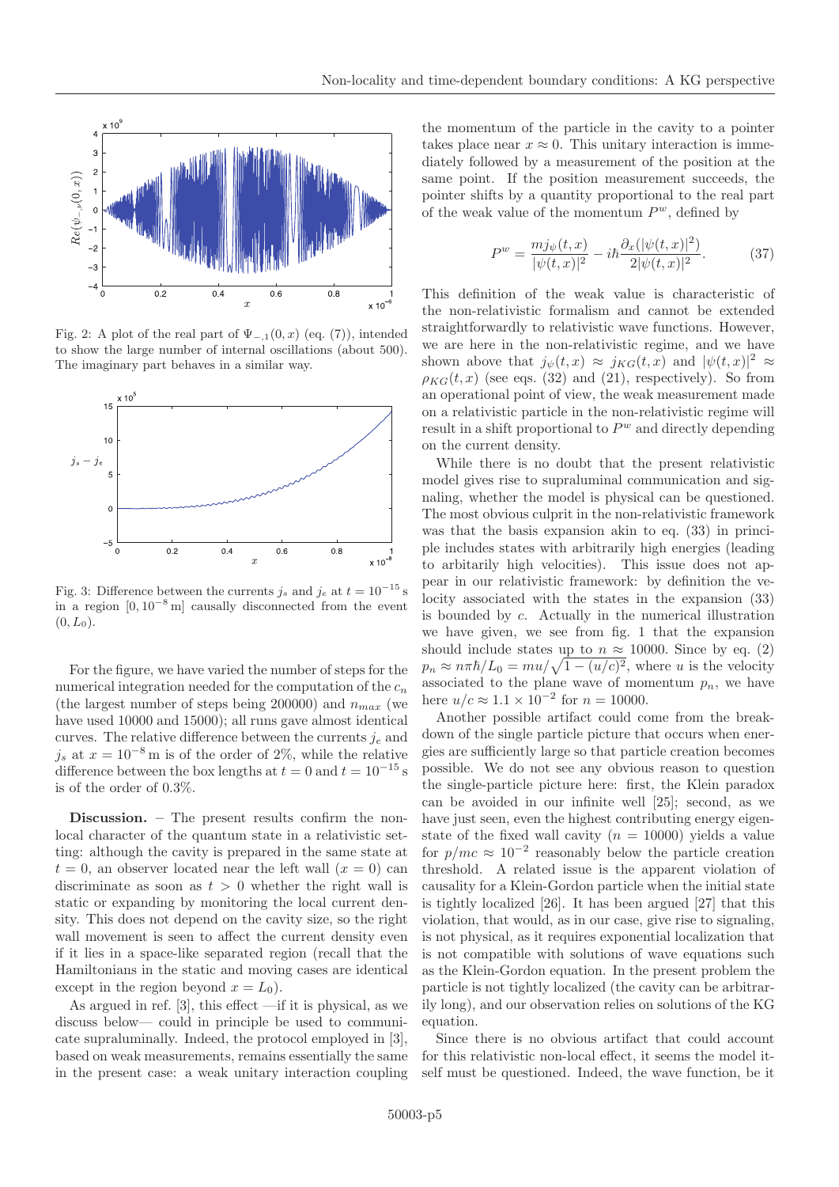Fig. 2: A plot of the real part of $\Psi_{-,1}(0,x)$ (eq. (7)), intended to show the large number of internal oscillations (about 500). The imaginary part behaves in a similar way.

Fig. 3: Difference between the currents $j_s$ and $j_e$ at $t = 10^{-15}$ s in a region $[0, 10^{-8}\,\mathrm{m}]$ causally disconnected from the event $(0, L_0)$.

For the figure, we have varied the number of steps for the numerical integration needed for the computation of the $c_n$ (the largest number of steps being 200000) and $n_{max}$ (we have used 10000 and 15000); all runs gave almost identical curves. The relative difference between the currents $j_e$ and $j_s$ at $x = 10^{-8}$ m is of the order of 2%, while the relative difference between the box lengths at $t = 0$ and $t = 10^{-15}$ s is of the order of 0.3%.

**Discussion.** – The present results confirm the non-local character of the quantum state in a relativistic setting: although the cavity is prepared in the same state at $t = 0$, an observer located near the left wall ($x = 0$) can discriminate as soon as $t > 0$ whether the right wall is static or expanding by monitoring the local current density. This does not depend on the cavity size, so the right wall movement is seen to affect the current density even if it lies in a space-like separated region (recall that the Hamiltonians in the static and moving cases are identical except in the region beyond $x = L_0$).

As argued in ref. [3], this effect —if it is physical, as we discuss below— could in principle be used to communicate supraluminally. Indeed, the protocol employed in [3], based on weak measurements, remains essentially the same in the present case: a weak unitary interaction coupling the momentum of the particle in the cavity to a pointer takes place near $x \approx 0$. This unitary interaction is immediately followed by a measurement of the position at the same point. If the position measurement succeeds, the pointer shifts by a quantity proportional to the real part of the weak value of the momentum $P^w$, defined by

$$P^w = \frac{m j_\psi(t,x)}{|\psi(t,x)|^2} - i\hbar \frac{\partial_x(|\psi(t,x)|^2)}{2|\psi(t,x)|^2}. \tag{37}$$

This definition of the weak value is characteristic of the non-relativistic formalism and cannot be extended straightforwardly to relativistic wave functions. However, we are here in the non-relativistic regime, and we have shown above that $j_\psi(t,x) \approx j_{KG}(t,x)$ and $|\psi(t,x)|^2 \approx \rho_{KG}(t,x)$ (see eqs. (32) and (21), respectively). So from an operational point of view, the weak measurement made on a relativistic particle in the non-relativistic regime will result in a shift proportional to $P^w$ and directly depending on the current density.

While there is no doubt that the present relativistic model gives rise to supraluminal communication and signaling, whether the model is physical can be questioned. The most obvious culprit in the non-relativistic framework was that the basis expansion akin to eq. (33) in principle includes states with arbitrarily high energies (leading to arbitrarily high velocities). This issue does not appear in our relativistic framework: by definition the velocity associated with the states in the expansion (33) is bounded by $c$. Actually in the numerical illustration we have given, we see from fig. 1 that the expansion should include states up to $n \approx 10000$. Since by eq. (2) $p_n \approx n\pi\hbar/L_0 = mu/\sqrt{1-(u/c)^2}$, where $u$ is the velocity associated to the plane wave of momentum $p_n$, we have here $u/c \approx 1.1 \times 10^{-2}$ for $n = 10000$.

Another possible artifact could come from the breakdown of the single particle picture that occurs when energies are sufficiently large so that particle creation becomes possible. We do not see any obvious reason to question the single-particle picture here: first, the Klein paradox can be avoided in our infinite well [25]; second, as we have just seen, even the highest contributing energy eigenstate of the fixed wall cavity ($n = 10000$) yields a value for $p/mc \approx 10^{-2}$ reasonably below the particle creation threshold. A related issue is the apparent violation of causality for a Klein-Gordon particle when the initial state is tightly localized [26]. It has been argued [27] that this violation, that would, as in our case, give rise to signaling, is not physical, as it requires exponential localization that is not compatible with solutions of wave equations such as the Klein-Gordon equation. In the present problem the particle is not tightly localized (the cavity can be arbitrarily long), and our observation relies on solutions of the KG equation.

Since there is no obvious artifact that could account for this relativistic non-local effect, it seems the model itself must be questioned. Indeed, the wave function, be it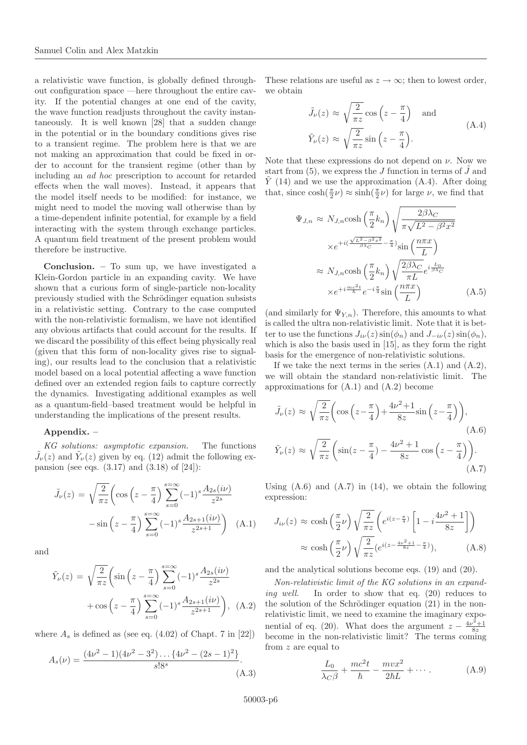a relativistic wave function, is globally defined throughout configuration space —here throughout the entire cavity. If the potential changes at one end of the cavity, the wave function readjusts throughout the cavity instantaneously. It is well known [28] that a sudden change in the potential or in the boundary conditions gives rise to a transient regime. The problem here is that we are not making an approximation that could be fixed in order to account for the transient regime (other than by including an *ad hoc* prescription to account for retarded effects when the wall moves). Instead, it appears that the model itself needs to be modified: for instance, we might need to model the moving wall otherwise than by a time-dependent infinite potential, for example by a field interacting with the system through exchange particles. A quantum field treatment of the present problem would therefore be instructive.

**Conclusion.** – To sum up, we have investigated a Klein-Gordon particle in an expanding cavity. We have shown that a curious form of single-particle non-locality previously studied with the Schrödinger equation subsists in a relativistic setting. Contrary to the case computed with the non-relativistic formalism, we have not identified any obvious artifacts that could account for the results. If we discard the possibility of this effect being physically real (given that this form of non-locality gives rise to signaling), our results lead to the conclusion that a relativistic model based on a local potential affecting a wave function defined over an extended region fails to capture correctly the dynamics. Investigating additional examples as well as a quantum-field–based treatment would be helpful in understanding the implications of the present results.

**Appendix.** –

*KG solutions: asymptotic expansion.* The functions $\tilde{J}_\nu(z)$ and $\tilde{Y}_\nu(z)$ given by eq. (12) admit the following expansion (see eqs. (3.17) and (3.18) of [24]):

$$\tilde{J}_\nu(z) = \sqrt{\frac{2}{\pi z}}\left(\cos\left(z-\frac{\pi}{4}\right)\sum_{s=0}^{s=\infty}(-1)^s\frac{A_{2s}(i\nu)}{z^{2s}} - \sin\left(z-\frac{\pi}{4}\right)\sum_{s=0}^{s=\infty}(-1)^s\frac{A_{2s+1}(i\nu)}{z^{2s+1}}\right) \quad \text{(A.1)}$$

and

$$\tilde{Y}_\nu(z) = \sqrt{\frac{2}{\pi z}}\left(\sin\left(z-\frac{\pi}{4}\right)\sum_{s=0}^{s=\infty}(-1)^s\frac{A_{2s}(i\nu)}{z^{2s}} + \cos\left(z-\frac{\pi}{4}\right)\sum_{s=0}^{s=\infty}(-1)^s\frac{A_{2s+1}(i\nu)}{z^{2s+1}}\right), \quad \text{(A.2)}$$

where $A_s$ is defined as (see eq. (4.02) of Chapt. 7 in [22])

$$A_s(\nu) = \frac{(4\nu^2-1)(4\nu^2-3^2)\dots\{4\nu^2-(2s-1)^2\}}{s!8^s}. \quad \text{(A.3)}$$

These relations are useful as $z\to\infty$; then to lowest order, we obtain

$$\tilde{J}_\nu(z) \approx \sqrt{\frac{2}{\pi z}}\cos\left(z-\frac{\pi}{4}\right) \quad \text{and} \quad \tilde{Y}_\nu(z) \approx \sqrt{\frac{2}{\pi z}}\sin\left(z-\frac{\pi}{4}\right). \quad \text{(A.4)}$$

Note that these expressions do not depend on $\nu$. Now we start from (5), we express the $J$ function in terms of $\tilde{J}$ and $\tilde{Y}$ (14) and we use the approximation (A.4). After doing that, since $\cosh(\frac{\pi}{2}\nu)\approx\sinh(\frac{\pi}{2}\nu)$ for large $\nu$, we find that

$$\begin{aligned}\Psi_{J,n} &\approx N_{J,n}\cosh\left(\frac{\pi}{2}k_n\right)\sqrt{\frac{2\beta\lambda_C}{\pi\sqrt{L^2-\beta^2x^2}}} \times e^{+i(\frac{\sqrt{L^2-\beta^2x^2}}{\beta\lambda_C}-\frac{\pi}{4})}\sin\left(\frac{n\pi x}{L}\right)\\ &\approx N_{J,n}\cosh\left(\frac{\pi}{2}k_n\right)\sqrt{\frac{2\beta\lambda_C}{\pi L}}e^{i\frac{L_0}{\beta\lambda_C}} \times e^{+i\frac{mc^2t}{\hbar}}e^{-i\frac{\pi}{4}}\sin\left(\frac{n\pi x}{L}\right)\end{aligned} \quad \text{(A.5)}$$

(and similarly for $\Psi_{Y,n}$). Therefore, this amounts to what is called the ultra non-relativistic limit. Note that it is better to use the functions $J_{i\nu}(z)\sin(\phi_n)$ and $J_{-i\nu}(z)\sin(\phi_n)$, which is also the basis used in [15], as they form the right basis for the emergence of non-relativistic solutions.

If we take the next terms in the series (A.1) and (A.2), we will obtain the standard non-relativistic limit. The approximations for (A.1) and (A.2) become

$$\tilde{J}_\nu(z) \approx \sqrt{\frac{2}{\pi z}}\left(\cos\left(z-\frac{\pi}{4}\right)+\frac{4\nu^2+1}{8z}\sin\left(z-\frac{\pi}{4}\right)\right), \quad \text{(A.6)}$$

$$\tilde{Y}_\nu(z) \approx \sqrt{\frac{2}{\pi z}}\left(\sin(z-\frac{\pi}{4})-\frac{4\nu^2+1}{8z}\cos\left(z-\frac{\pi}{4}\right)\right). \quad \text{(A.7)}$$

Using (A.6) and (A.7) in (14), we obtain the following expression:

$$\begin{aligned}J_{i\nu}(z) &\approx \cosh\left(\frac{\pi}{2}\nu\right)\sqrt{\frac{2}{\pi z}}\left(e^{i(z-\frac{\pi}{4})}\left[1-i\frac{4\nu^2+1}{8z}\right]\right)\\ &\approx \cosh\left(\frac{\pi}{2}\nu\right)\sqrt{\frac{2}{\pi z}}(e^{i(z-\frac{4\nu^2+1}{8z}-\frac{\pi}{4})}),\end{aligned} \quad \text{(A.8)}$$

and the analytical solutions become eqs. (19) and (20).

*Non-relativistic limit of the KG solutions in an expanding well.* In order to show that eq. (20) reduces to the solution of the Schrödinger equation (21) in the non-relativistic limit, we need to examine the imaginary exponential of eq. (20). What does the argument $z-\frac{4\nu^2+1}{8z}$ become in the non-relativistic limit? The terms coming from $z$ are equal to

$$\frac{L_0}{\lambda_C\beta}+\frac{mc^2t}{\hbar}-\frac{mvx^2}{2\hbar L}+\cdots. \quad \text{(A.9)}$$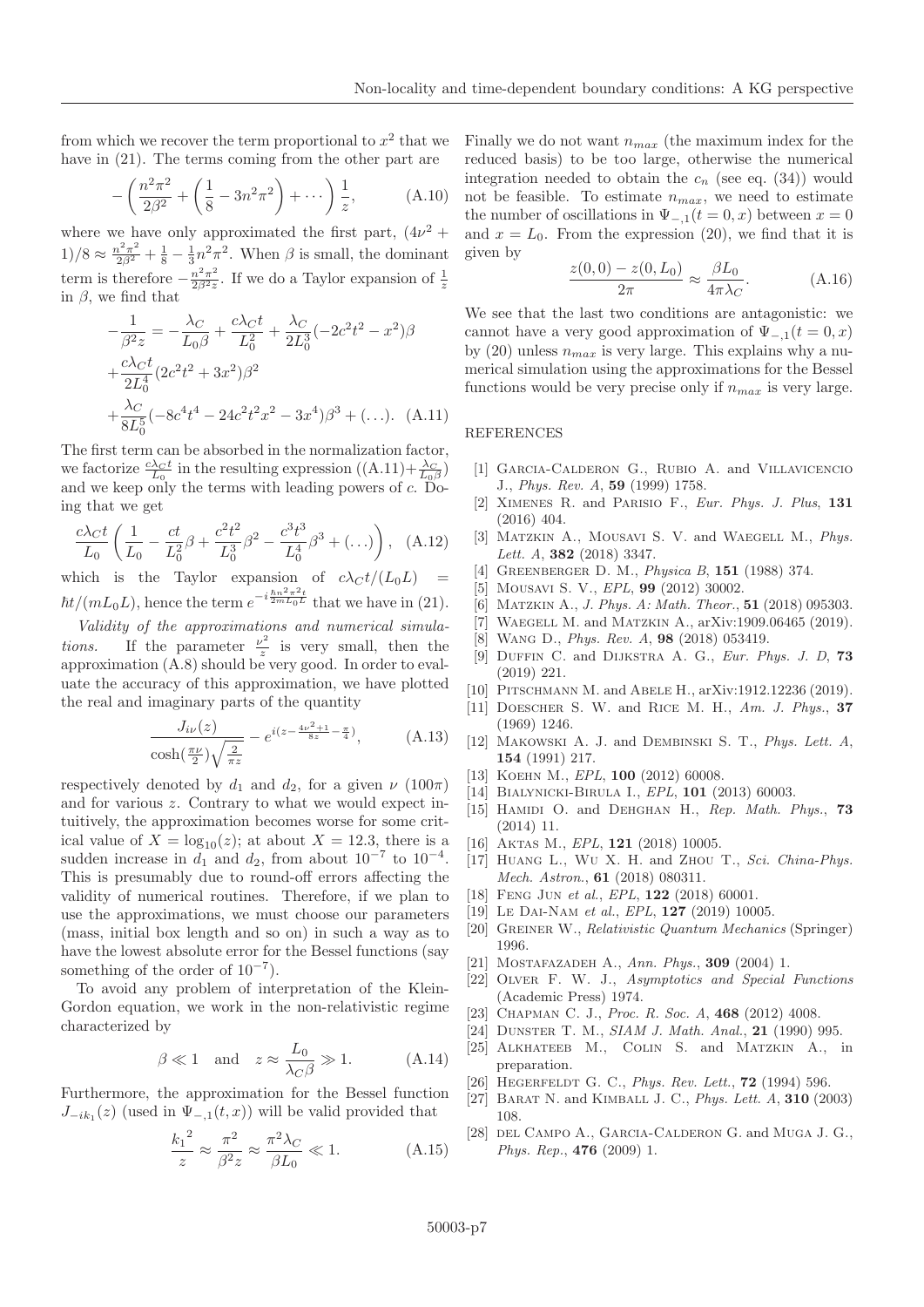from which we recover the term proportional to $x^2$ that we have in (21). The terms coming from the other part are

$$-\left(\frac{n^2\pi^2}{2\beta^2}+\left(\frac{1}{8}-3n^2\pi^2\right)+\cdots\right)\frac{1}{z}, \tag{A.10}$$

where we have only approximated the first part, $(4\nu^2+1)/8 \approx \frac{n^2\pi^2}{2\beta^2}+\frac{1}{8}-\frac{1}{3}n^2\pi^2$. When $\beta$ is small, the dominant term is therefore $-\frac{n^2\pi^2}{2\beta^2 z}$. If we do a Taylor expansion of $\frac{1}{z}$ in $\beta$, we find that

$$\begin{aligned}
-\frac{1}{\beta^2 z} = &-\frac{\lambda_C}{L_0\beta}+\frac{c\lambda_C t}{L_0^2}+\frac{\lambda_C}{2L_0^3}(-2c^2t^2-x^2)\beta \\
&+\frac{c\lambda_C t}{2L_0^4}(2c^2t^2+3x^2)\beta^2 \\
&+\frac{\lambda_C}{8L_0^5}(-8c^4t^4-24c^2t^2x^2-3x^4)\beta^3+(\ldots).
\end{aligned} \tag{A.11}$$

The first term can be absorbed in the normalization factor, we factorize $\frac{c\lambda_C t}{L_0}$ in the resulting expression ((A.11)$+\frac{\lambda_C}{L_0\beta}$) and we keep only the terms with leading powers of $c$. Doing that we get

$$\frac{c\lambda_C t}{L_0}\left(\frac{1}{L_0}-\frac{ct}{L_0^2}\beta+\frac{c^2t^2}{L_0^3}\beta^2-\frac{c^3t^3}{L_0^4}\beta^3+(\ldots)\right), \tag{A.12}$$

which is the Taylor expansion of $c\lambda_C t/(L_0 L) = \hbar t/(mL_0L)$, hence the term $e^{-i\frac{\hbar n^2\pi^2 t}{2mL_0L}}$ that we have in (21).

*Validity of the approximations and numerical simulations.* If the parameter $\frac{\nu^2}{z}$ is very small, then the approximation (A.8) should be very good. In order to evaluate the accuracy of this approximation, we have plotted the real and imaginary parts of the quantity

$$\frac{J_{i\nu}(z)}{\cosh(\frac{\pi\nu}{2})\sqrt{\frac{2}{\pi z}}}-e^{i(z-\frac{4\nu^2+1}{8z}-\frac{\pi}{4})}, \tag{A.13}$$

respectively denoted by $d_1$ and $d_2$, for a given $\nu$ $(100\pi)$ and for various $z$. Contrary to what we would expect intuitively, the approximation becomes worse for some critical value of $X=\log_{10}(z)$; at about $X=12.3$, there is a sudden increase in $d_1$ and $d_2$, from about $10^{-7}$ to $10^{-4}$. This is presumably due to round-off errors affecting the validity of numerical routines. Therefore, if we plan to use the approximations, we must choose our parameters (mass, initial box length and so on) in such a way as to have the lowest absolute error for the Bessel functions (say something of the order of $10^{-7}$).

To avoid any problem of interpretation of the Klein-Gordon equation, we work in the non-relativistic regime characterized by

$$\beta \ll 1 \quad \text{and} \quad z \approx \frac{L_0}{\lambda_C\beta} \gg 1. \tag{A.14}$$

Furthermore, the approximation for the Bessel function $J_{-ik_1}(z)$ (used in $\Psi_{-,1}(t,x)$) will be valid provided that

$$\frac{{k_1}^2}{z} \approx \frac{\pi^2}{\beta^2 z} \approx \frac{\pi^2\lambda_C}{\beta L_0} \ll 1. \tag{A.15}$$

Finally we do not want $n_{max}$ (the maximum index for the reduced basis) to be too large, otherwise the numerical integration needed to obtain the $c_n$ (see eq. (34)) would not be feasible. To estimate $n_{max}$, we need to estimate the number of oscillations in $\Psi_{-,1}(t=0,x)$ between $x=0$ and $x=L_0$. From the expression (20), we find that it is given by

$$\frac{z(0,0)-z(0,L_0)}{2\pi} \approx \frac{\beta L_0}{4\pi\lambda_C}. \tag{A.16}$$

We see that the last two conditions are antagonistic: we cannot have a very good approximation of $\Psi_{-,1}(t=0,x)$ by (20) unless $n_{max}$ is very large. This explains why a numerical simulation using the approximations for the Bessel functions would be very precise only if $n_{max}$ is very large.

## REFERENCES

[1] Garcia-Calderon G., Rubio A. and Villavicencio J., *Phys. Rev. A*, **59** (1999) 1758.

[2] Ximenes R. and Parisio F., *Eur. Phys. J. Plus*, **131** (2016) 404.

[3] Matzkin A., Mousavi S. V. and Waegell M., *Phys. Lett. A*, **382** (2018) 3347.

[4] Greenberger D. M., *Physica B*, **151** (1988) 374.

[5] Mousavi S. V., *EPL*, **99** (2012) 30002.

[6] Matzkin A., *J. Phys. A: Math. Theor.*, **51** (2018) 095303.

[7] Waegell M. and Matzkin A., arXiv:1909.06465 (2019).

[8] Wang D., *Phys. Rev. A*, **98** (2018) 053419.

[9] Duffin C. and Dijkstra A. G., *Eur. Phys. J. D*, **73** (2019) 221.

[10] Pitschmann M. and Abele H., arXiv:1912.12236 (2019).

[11] Doescher S. W. and Rice M. H., *Am. J. Phys.*, **37** (1969) 1246.

[12] Makowski A. J. and Dembinski S. T., *Phys. Lett. A*, **154** (1991) 217.

[13] Koehn M., *EPL*, **100** (2012) 60008.

[14] Bialynicki-Birula I., *EPL*, **101** (2013) 60003.

[15] Hamidi O. and Dehghan H., *Rep. Math. Phys.*, **73** (2014) 11.

[16] Aktas M., *EPL*, **121** (2018) 10005.

[17] Huang L., Wu X. H. and Zhou T., *Sci. China-Phys. Mech. Astron.*, **61** (2018) 080311.

[18] Feng Jun *et al.*, *EPL*, **122** (2018) 60001.

[19] Le Dai-Nam *et al.*, *EPL*, **127** (2019) 10005.

[20] Greiner W., *Relativistic Quantum Mechanics* (Springer) 1996.

[21] Mostafazadeh A., *Ann. Phys.*, **309** (2004) 1.

[22] Olver F. W. J., *Asymptotics and Special Functions* (Academic Press) 1974.

[23] Chapman C. J., *Proc. R. Soc. A*, **468** (2012) 4008.

[24] Dunster T. M., *SIAM J. Math. Anal.*, **21** (1990) 995.

[25] Alkhateeb M., Colin S. and Matzkin A., in preparation.

[26] Hegerfeldt G. C., *Phys. Rev. Lett.*, **72** (1994) 596.

[27] Barat N. and Kimball J. C., *Phys. Lett. A*, **310** (2003) 108.

[28] del Campo A., Garcia-Calderon G. and Muga J. G., *Phys. Rep.*, **476** (2009) 1.